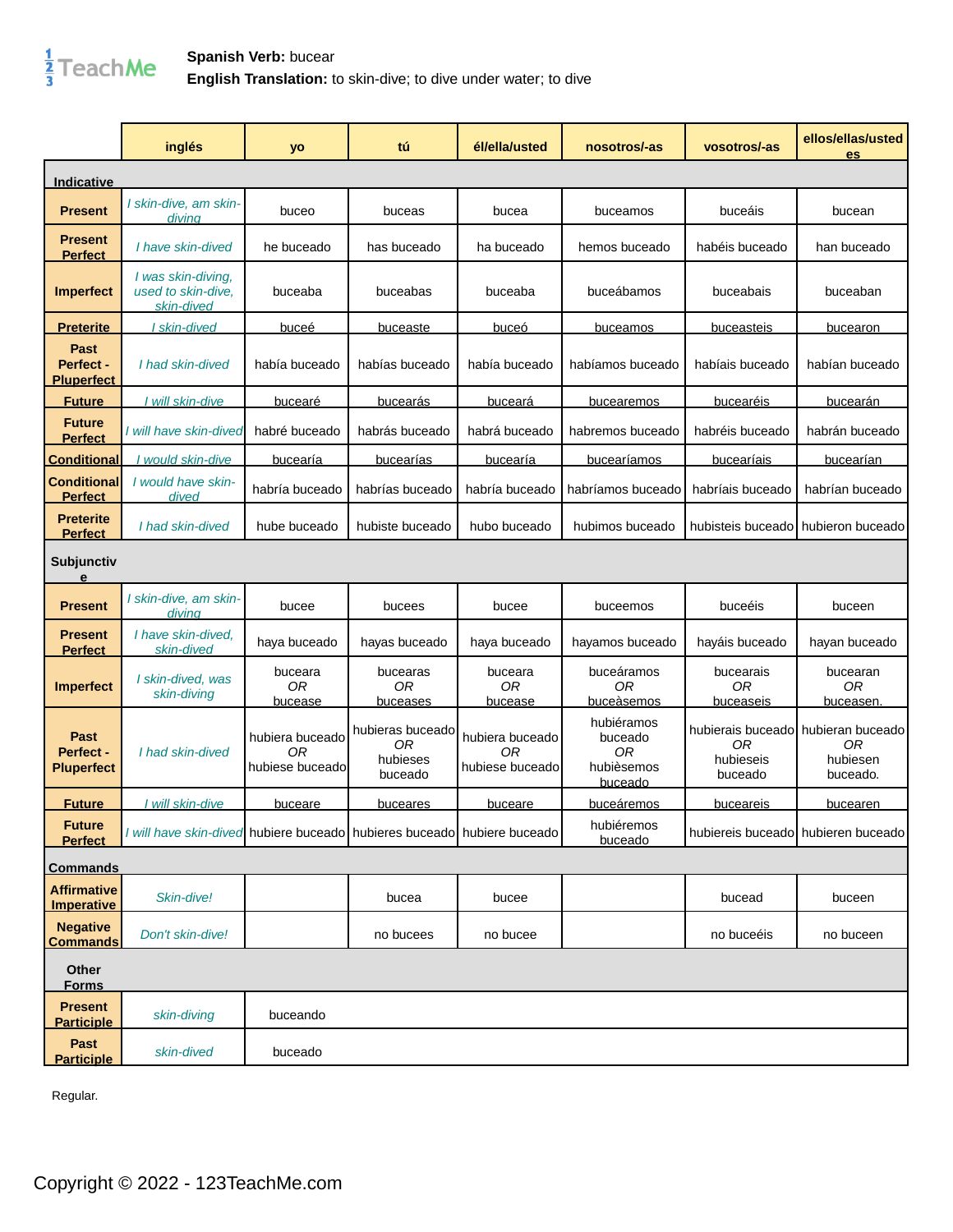**Spanish Verb:** bucear
**English Translation:** to skin-dive; to dive under water; to dive

| | inglés | yo | tú | él/ella/usted | nosotros/-as | vosotros/-as | ellos/ellas/ustedes |
|---|---|---|---|---|---|---|---|
| **Indicative** | | | | | | | |
| **Present** | *I skin-dive, am skin-diving* | buceo | buceas | bucea | buceamos | buceáis | bucean |
| **Present Perfect** | *I have skin-dived* | he buceado | has buceado | ha buceado | hemos buceado | habéis buceado | han buceado |
| **Imperfect** | *I was skin-diving, used to skin-dive, skin-dived* | buceaba | buceabas | buceaba | buceábamos | buceabais | buceaban |
| **Preterite** | *I skin-dived* | buceé | buceaste | buceó | buceamos | buceasteis | bucearon |
| **Past Perfect - Pluperfect** | *I had skin-dived* | había buceado | habías buceado | había buceado | habíamos buceado | habíais buceado | habían buceado |
| **Future** | *I will skin-dive* | bucearé | bucearás | buceará | bucearemos | bucearéis | bucearán |
| **Future Perfect** | *I will have skin-dived* | habré buceado | habrás buceado | habrá buceado | habremos buceado | habréis buceado | habrán buceado |
| **Conditional** | *I would skin-dive* | bucearía | bucearías | bucearía | bucearíamos | bucearíais | bucearían |
| **Conditional Perfect** | *I would have skin-dived* | habría buceado | habrías buceado | habría buceado | habríamos buceado | habríais buceado | habrían buceado |
| **Preterite Perfect** | *I had skin-dived* | hube buceado | hubiste buceado | hubo buceado | hubimos buceado | hubisteis buceado | hubieron buceado |
| **Subjunctive** | | | | | | | |
| **Present** | *I skin-dive, am skin-diving* | bucee | bucees | bucee | buceemos | buceéis | buceen |
| **Present Perfect** | *I have skin-dived, skin-dived* | haya buceado | hayas buceado | haya buceado | hayamos buceado | hayáis buceado | hayan buceado |
| **Imperfect** | *I skin-dived, was skin-diving* | buceara *OR* bucease | bucearas *OR* buceases | buceara *OR* bucease | buceáramos *OR* buceàsemos | bucearais *OR* buceaseis | bucearan *OR* buceasen. |
| **Past Perfect - Pluperfect** | *I had skin-dived* | hubiera buceado *OR* hubiese buceado | hubieras buceado *OR* hubieses buceado | hubiera buceado *OR* hubiese buceado | hubiéramos buceado *OR* hubièsemos buceado | hubierais buceado *OR* hubieseis buceado | hubieran buceado *OR* hubiesen buceado. |
| **Future** | *I will skin-dive* | buceare | buceares | buceare | buceáremos | buceareis | bucearen |
| **Future Perfect** | *I will have skin-dived* | hubiere buceado | hubieres buceado | hubiere buceado | hubiéremos buceado | hubiereis buceado | hubieren buceado |
| **Commands** | | | | | | | |
| **Affirmative Imperative** | *Skin-dive!* | | bucea | bucee | | bucead | buceen |
| **Negative Commands** | *Don't skin-dive!* | | no bucees | no bucee | | no buceéis | no buceen |
| **Other Forms** | | | | | | | |
| **Present Participle** | *skin-diving* | buceando | | | | | |
| **Past Participle** | *skin-dived* | buceado | | | | | |

Regular.

Copyright © 2022 - 123TeachMe.com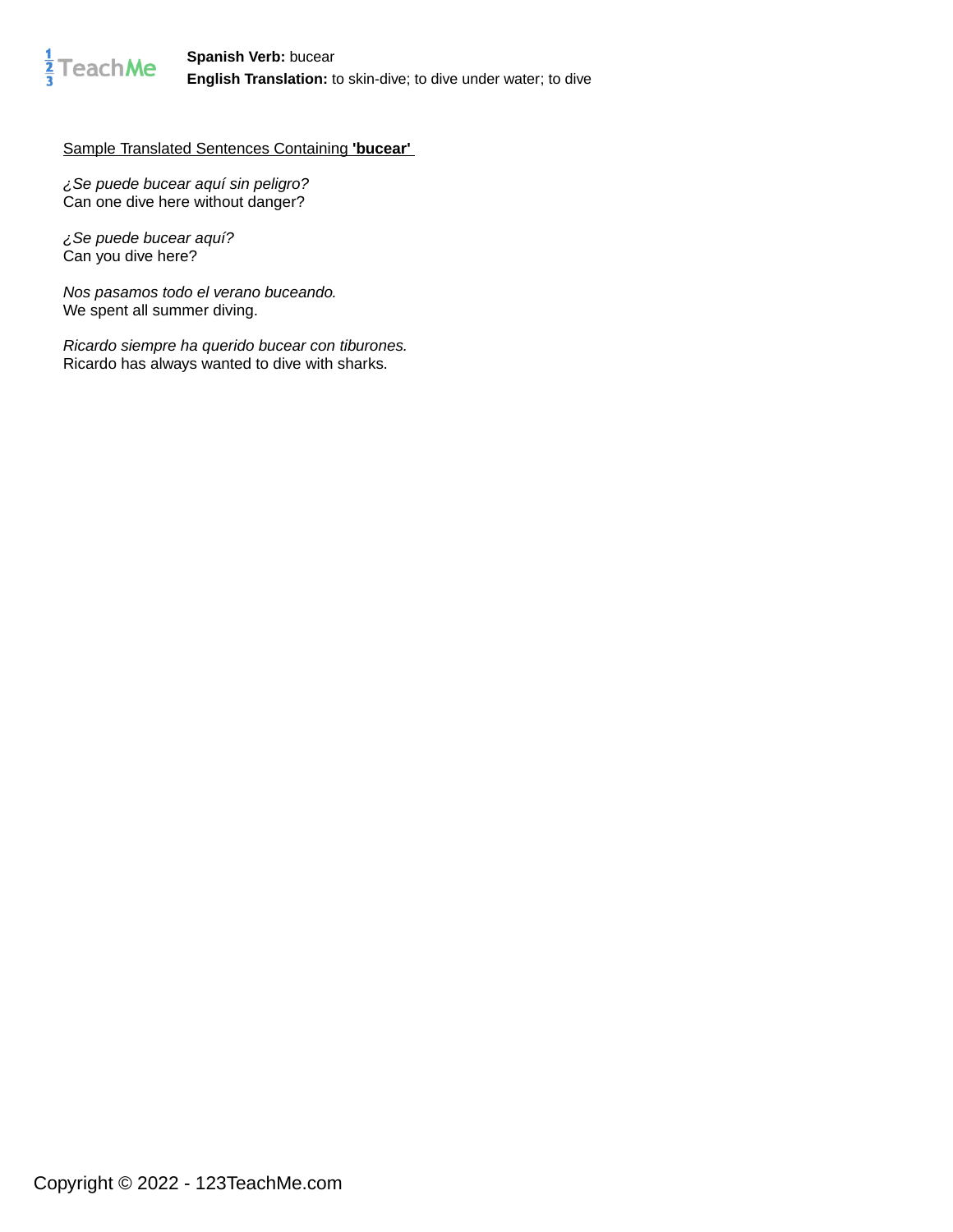**Spanish Verb:** bucear
**English Translation:** to skin-dive; to dive under water; to dive

Sample Translated Sentences Containing **'bucear'**

*¿Se puede bucear aquí sin peligro?*
Can one dive here without danger?

*¿Se puede bucear aquí?*
Can you dive here?

*Nos pasamos todo el verano buceando.*
We spent all summer diving.

*Ricardo siempre ha querido bucear con tiburones.*
Ricardo has always wanted to dive with sharks.